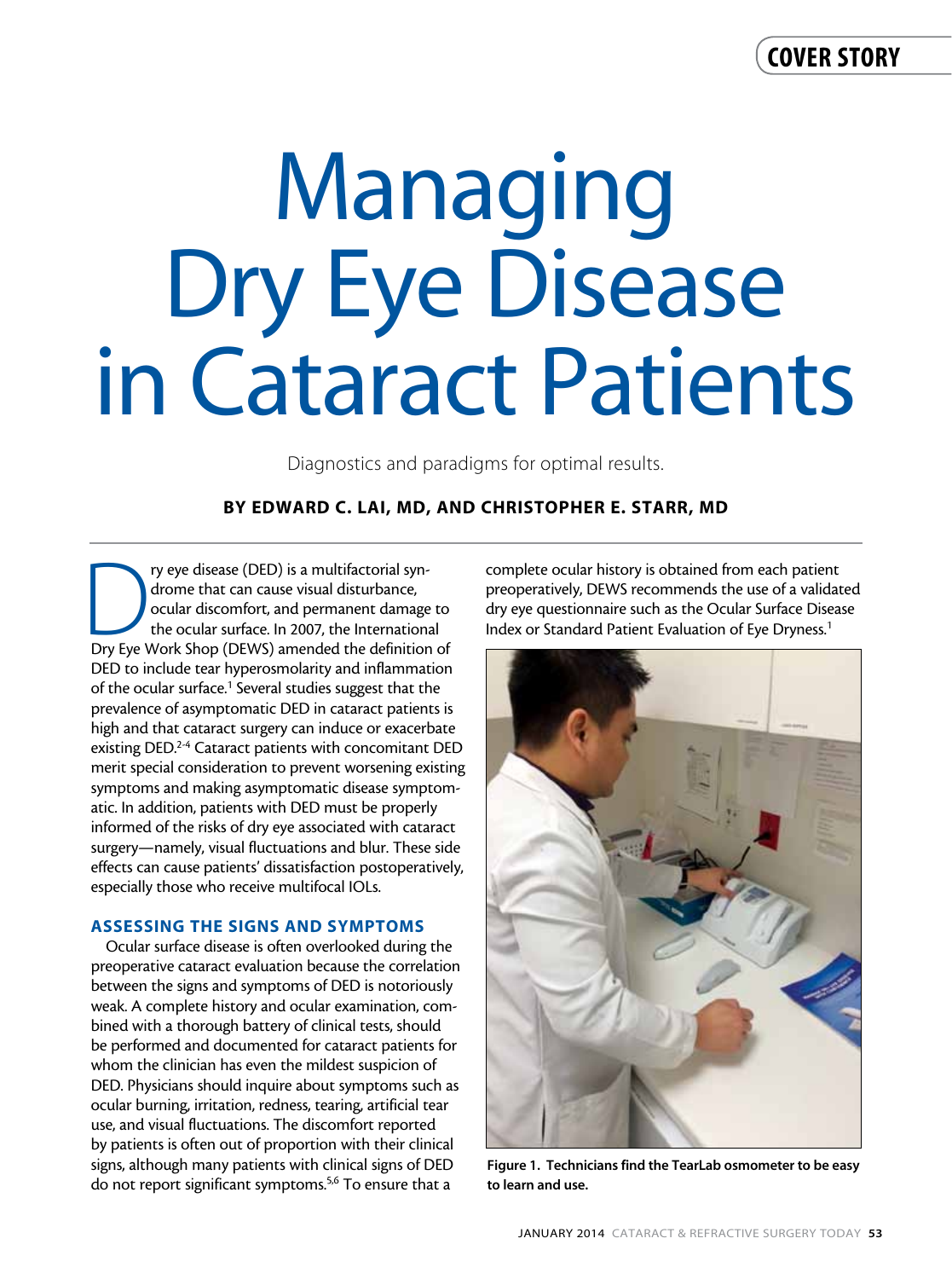# Managing Dry Eye Disease in Cataract Patients

Diagnostics and paradigms for optimal results.

**BY EDWARD C. LAI, MD, AND CHRISTOPHER E. STARR, MD**

Dry eye disease (DED) is a multifactorial syndrome that can cause visual disturbance, ocular discomfort, and permanent damage to the ocular surface. In 2007, the International Dry Eye Work Shop (DEWS) amended the definition of DED to include tear hyperosmolarity and inflammation of the ocular surface.[1] Several studies suggest that the prevalence of asymptomatic DED in cataract patients is high and that cataract surgery can induce or exacerbate existing DED.[2-4] Cataract patients with concomitant DED merit special consideration to prevent worsening existing symptoms and making asymptomatic disease symptomatic. In addition, patients with DED must be properly informed of the risks of dry eye associated with cataract surgery—namely, visual fluctuations and blur. These side effects can cause patients' dissatisfaction postoperatively, especially those who receive multifocal IOLs.

## ASSESSING THE SIGNS AND SYMPTOMS

Ocular surface disease is often overlooked during the preoperative cataract evaluation because the correlation between the signs and symptoms of DED is notoriously weak. A complete history and ocular examination, combined with a thorough battery of clinical tests, should be performed and documented for cataract patients for whom the clinician has even the mildest suspicion of DED. Physicians should inquire about symptoms such as ocular burning, irritation, redness, tearing, artificial tear use, and visual fluctuations. The discomfort reported by patients is often out of proportion with their clinical signs, although many patients with clinical signs of DED do not report significant symptoms.[5,6] To ensure that a complete ocular history is obtained from each patient preoperatively, DEWS recommends the use of a validated dry eye questionnaire such as the Ocular Surface Disease Index or Standard Patient Evaluation of Eye Dryness.[1]

**Figure 1. Technicians find the TearLab osmometer to be easy to learn and use.**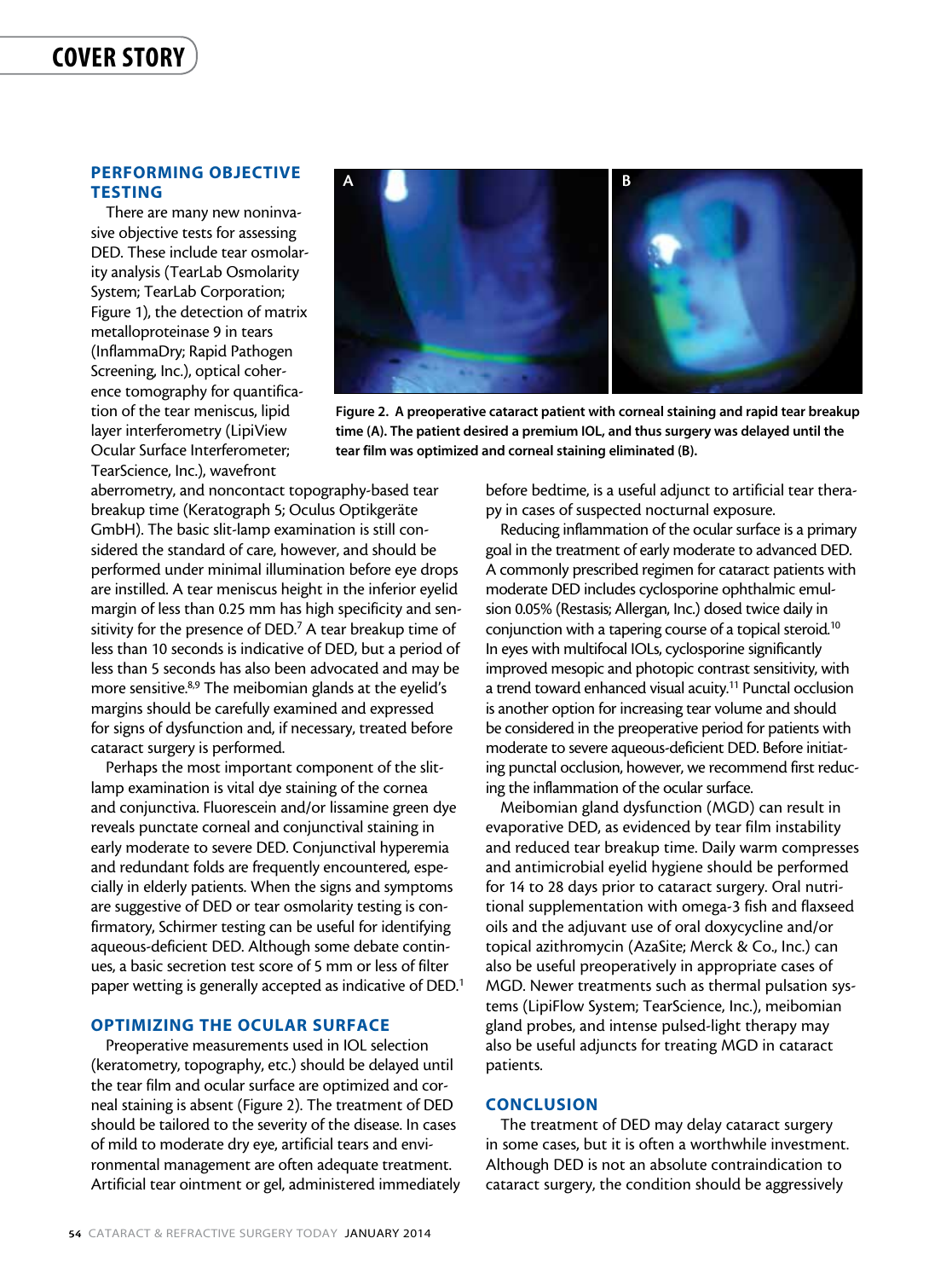## PERFORMING OBJECTIVE TESTING

There are many new noninvasive objective tests for assessing DED. These include tear osmolarity analysis (TearLab Osmolarity System; TearLab Corporation; Figure 1), the detection of matrix metalloproteinase 9 in tears (InflammaDry; Rapid Pathogen Screening, Inc.), optical coherence tomography for quantification of the tear meniscus, lipid layer interferometry (LipiView Ocular Surface Interferometer; TearScience, Inc.), wavefront aberrometry, and noncontact topography-based tear breakup time (Keratograph 5; Oculus Optikgeräte GmbH). The basic slit-lamp examination is still considered the standard of care, however, and should be performed under minimal illumination before eye drops are instilled. A tear meniscus height in the inferior eyelid margin of less than 0.25 mm has high specificity and sensitivity for the presence of DED.[7] A tear breakup time of less than 10 seconds is indicative of DED, but a period of less than 5 seconds has also been advocated and may be more sensitive.[8,9] The meibomian glands at the eyelid's margins should be carefully examined and expressed for signs of dysfunction and, if necessary, treated before cataract surgery is performed.

Perhaps the most important component of the slit-lamp examination is vital dye staining of the cornea and conjunctiva. Fluorescein and/or lissamine green dye reveals punctate corneal and conjunctival staining in early moderate to severe DED. Conjunctival hyperemia and redundant folds are frequently encountered, especially in elderly patients. When the signs and symptoms are suggestive of DED or tear osmolarity testing is confirmatory, Schirmer testing can be useful for identifying aqueous-deficient DED. Although some debate continues, a basic secretion test score of 5 mm or less of filter paper wetting is generally accepted as indicative of DED.[1]

Figure 2. A preoperative cataract patient with corneal staining and rapid tear breakup time (A). The patient desired a premium IOL, and thus surgery was delayed until the tear film was optimized and corneal staining eliminated (B).

## OPTIMIZING THE OCULAR SURFACE

Preoperative measurements used in IOL selection (keratometry, topography, etc.) should be delayed until the tear film and ocular surface are optimized and corneal staining is absent (Figure 2). The treatment of DED should be tailored to the severity of the disease. In cases of mild to moderate dry eye, artificial tears and environmental management are often adequate treatment. Artificial tear ointment or gel, administered immediately before bedtime, is a useful adjunct to artificial tear therapy in cases of suspected nocturnal exposure.

Reducing inflammation of the ocular surface is a primary goal in the treatment of early moderate to advanced DED. A commonly prescribed regimen for cataract patients with moderate DED includes cyclosporine ophthalmic emulsion 0.05% (Restasis; Allergan, Inc.) dosed twice daily in conjunction with a tapering course of a topical steroid.[10] In eyes with multifocal IOLs, cyclosporine significantly improved mesopic and photopic contrast sensitivity, with a trend toward enhanced visual acuity.[11] Punctal occlusion is another option for increasing tear volume and should be considered in the preoperative period for patients with moderate to severe aqueous-deficient DED. Before initiating punctal occlusion, however, we recommend first reducing the inflammation of the ocular surface.

Meibomian gland dysfunction (MGD) can result in evaporative DED, as evidenced by tear film instability and reduced tear breakup time. Daily warm compresses and antimicrobial eyelid hygiene should be performed for 14 to 28 days prior to cataract surgery. Oral nutritional supplementation with omega-3 fish and flaxseed oils and the adjuvant use of oral doxycycline and/or topical azithromycin (AzaSite; Merck & Co., Inc.) can also be useful preoperatively in appropriate cases of MGD. Newer treatments such as thermal pulsation systems (LipiFlow System; TearScience, Inc.), meibomian gland probes, and intense pulsed-light therapy may also be useful adjuncts for treating MGD in cataract patients.

## CONCLUSION

The treatment of DED may delay cataract surgery in some cases, but it is often a worthwhile investment. Although DED is not an absolute contraindication to cataract surgery, the condition should be aggressively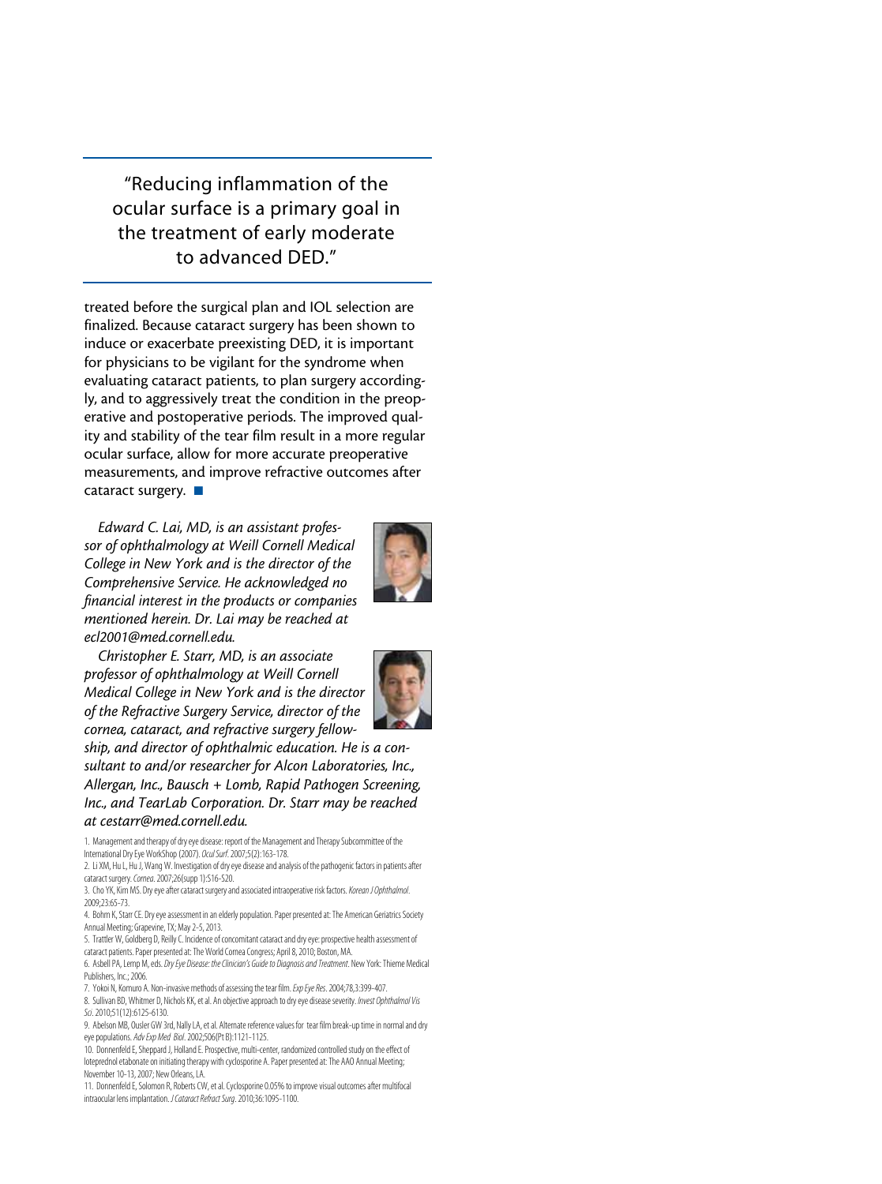> "Reducing inflammation of the ocular surface is a primary goal in the treatment of early moderate to advanced DED."

treated before the surgical plan and IOL selection are finalized. Because cataract surgery has been shown to induce or exacerbate preexisting DED, it is important for physicians to be vigilant for the syndrome when evaluating cataract patients, to plan surgery accordingly, and to aggressively treat the condition in the preoperative and postoperative periods. The improved quality and stability of the tear film result in a more regular ocular surface, allow for more accurate preoperative measurements, and improve refractive outcomes after cataract surgery. ■

*Edward C. Lai, MD, is an assistant professor of ophthalmology at Weill Cornell Medical College in New York and is the director of the Comprehensive Service. He acknowledged no financial interest in the products or companies mentioned herein. Dr. Lai may be reached at ecl2001@med.cornell.edu.*

*Christopher E. Starr, MD, is an associate professor of ophthalmology at Weill Cornell Medical College in New York and is the director of the Refractive Surgery Service, director of the cornea, cataract, and refractive surgery fellowship, and director of ophthalmic education. He is a consultant to and/or researcher for Alcon Laboratories, Inc., Allergan, Inc., Bausch + Lomb, Rapid Pathogen Screening, Inc., and TearLab Corporation. Dr. Starr may be reached at cestarr@med.cornell.edu.*

1. Management and therapy of dry eye disease: report of the Management and Therapy Subcommittee of the International Dry Eye WorkShop (2007). *Ocul Surf*. 2007;5(2):163-178.
2. Li XM, Hu L, Hu J, Wang W. Investigation of dry eye disease and analysis of the pathogenic factors in patients after cataract surgery. *Cornea*. 2007;26(supp 1):S16-S20.
3. Cho YK, Kim MS. Dry eye after cataract surgery and associated intraoperative risk factors. *Korean J Ophthalmol*. 2009;23:65-73.
4. Bohm K, Starr CE. Dry eye assessment in an elderly population. Paper presented at: The American Geriatrics Society Annual Meeting; Grapevine, TX; May 2-5, 2013.
5. Trattler W, Goldberg D, Reilly C. Incidence of concomitant cataract and dry eye: prospective health assessment of cataract patients. Paper presented at: The World Cornea Congress; April 8, 2010; Boston, MA.
6. Asbell PA, Lemp M, eds. *Dry Eye Disease: the Clinician's Guide to Diagnosis and Treatment*. New York: Thieme Medical Publishers, Inc.; 2006.
7. Yokoi N, Komuro A. Non-invasive methods of assessing the tear film. *Exp Eye Res*. 2004;78,3:399-407.
8. Sullivan BD, Whitmer D, Nichols KK, et al. An objective approach to dry eye disease severity. *Invest Ophthalmol Vis Sci*. 2010;51(12):6125-6130.
9. Abelson MB, Ousler GW 3rd, Nally LA, et al. Alternate reference values for tear film break-up time in normal and dry eye populations. *Adv Exp Med Biol*. 2002;506(Pt B):1121-1125.
10. Donnenfeld E, Sheppard J, Holland E. Prospective, multi-center, randomized controlled study on the effect of loteprednol etabonate on initiating therapy with cyclosporine A. Paper presented at: The AAO Annual Meeting; November 10-13, 2007; New Orleans, LA.
11. Donnenfeld E, Solomon R, Roberts CW, et al. Cyclosporine 0.05% to improve visual outcomes after multifocal intraocular lens implantation. *J Cataract Refract Surg*. 2010;36:1095-1100.